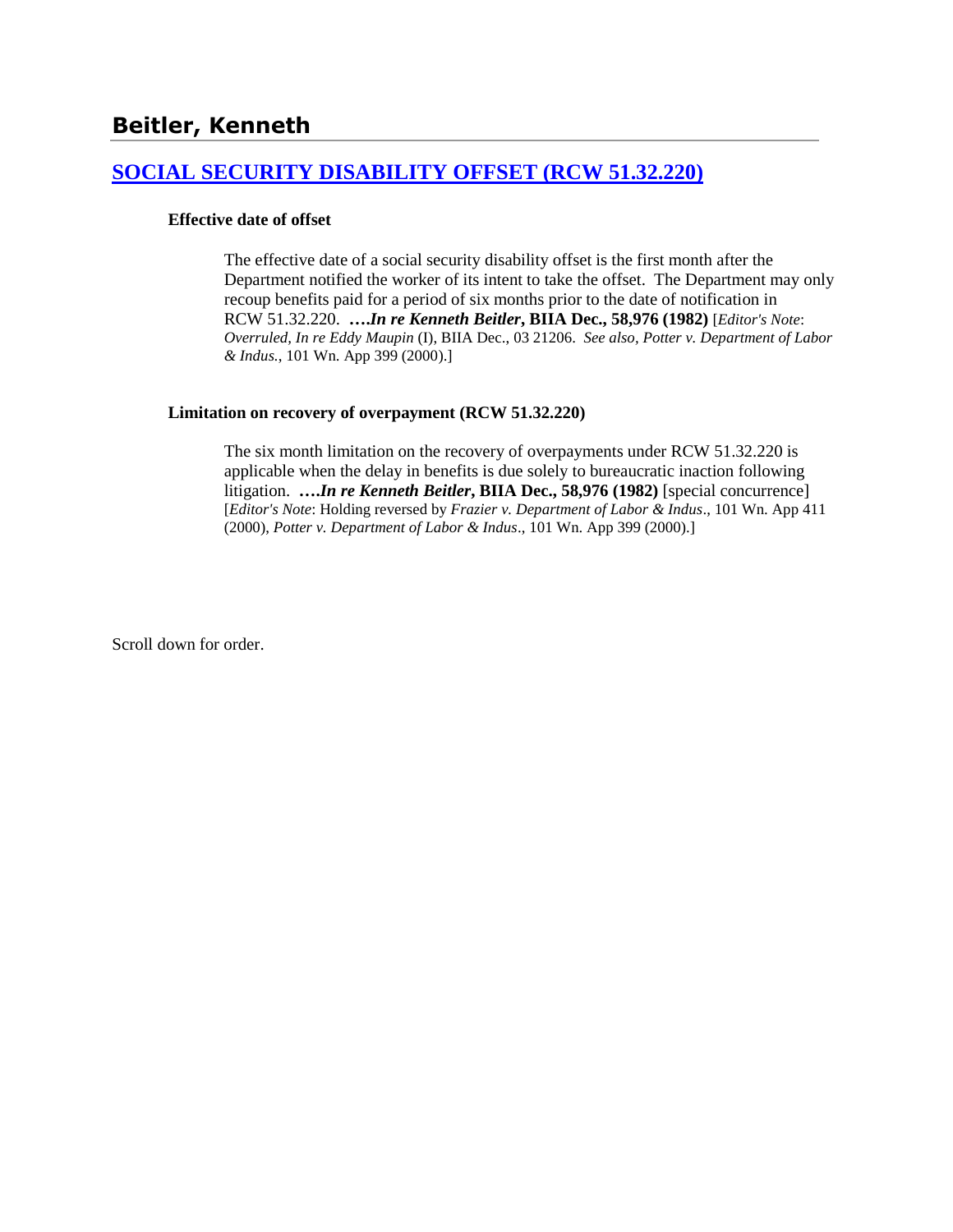# Beitler, Kenneth

## [SOCIAL SECURITY DISABILITY OFFSET (RCW 51.32.220)]

**Effective date of offset**

> The effective date of a social security disability offset is the first month after the Department notified the worker of its intent to take the offset. The Department may only recoup benefits paid for a period of six months prior to the date of notification in RCW 51.32.220. ***….In re Kenneth Beitler*, BIIA Dec., 58,976 (1982)** [*Editor's Note*: *Overruled, In re Eddy Maupin* (I), BIIA Dec., 03 21206. *See also, Potter v. Department of Labor & Indus.*, 101 Wn. App 399 (2000).]

**Limitation on recovery of overpayment (RCW 51.32.220)**

> The six month limitation on the recovery of overpayments under RCW 51.32.220 is applicable when the delay in benefits is due solely to bureaucratic inaction following litigation. ***….In re Kenneth Beitler*, BIIA Dec., 58,976 (1982)** [special concurrence] [*Editor's Note*: Holding reversed by *Frazier v. Department of Labor & Indus*., 101 Wn. App 411 (2000), *Potter v. Department of Labor & Indus*., 101 Wn. App 399 (2000).]

Scroll down for order.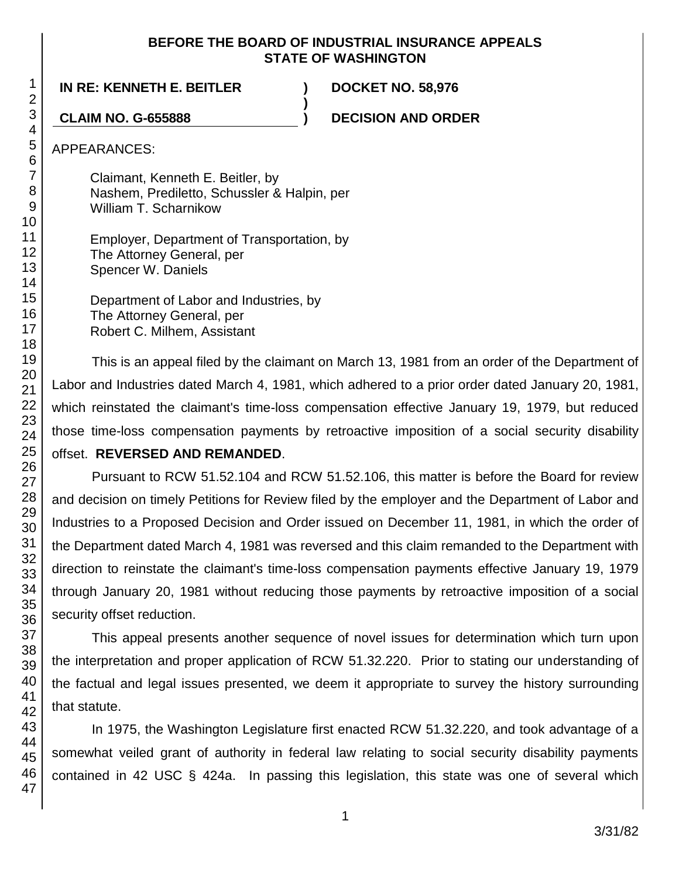**BEFORE THE BOARD OF INDUSTRIAL INSURANCE APPEALS STATE OF WASHINGTON**

**IN RE: KENNETH E. BEITLER** ) **DOCKET NO. 58,976**
)
**CLAIM NO. G-655888** ) **DECISION AND ORDER**

APPEARANCES:

Claimant, Kenneth E. Beitler, by
Nashem, Prediletto, Schussler & Halpin, per
William T. Scharnikow

Employer, Department of Transportation, by
The Attorney General, per
Spencer W. Daniels

Department of Labor and Industries, by
The Attorney General, per
Robert C. Milhem, Assistant

This is an appeal filed by the claimant on March 13, 1981 from an order of the Department of Labor and Industries dated March 4, 1981, which adhered to a prior order dated January 20, 1981, which reinstated the claimant's time-loss compensation effective January 19, 1979, but reduced those time-loss compensation payments by retroactive imposition of a social security disability offset. **REVERSED AND REMANDED**.

Pursuant to RCW 51.52.104 and RCW 51.52.106, this matter is before the Board for review and decision on timely Petitions for Review filed by the employer and the Department of Labor and Industries to a Proposed Decision and Order issued on December 11, 1981, in which the order of the Department dated March 4, 1981 was reversed and this claim remanded to the Department with direction to reinstate the claimant's time-loss compensation payments effective January 19, 1979 through January 20, 1981 without reducing those payments by retroactive imposition of a social security offset reduction.

This appeal presents another sequence of novel issues for determination which turn upon the interpretation and proper application of RCW 51.32.220. Prior to stating our understanding of the factual and legal issues presented, we deem it appropriate to survey the history surrounding that statute.

In 1975, the Washington Legislature first enacted RCW 51.32.220, and took advantage of a somewhat veiled grant of authority in federal law relating to social security disability payments contained in 42 USC § 424a. In passing this legislation, this state was one of several which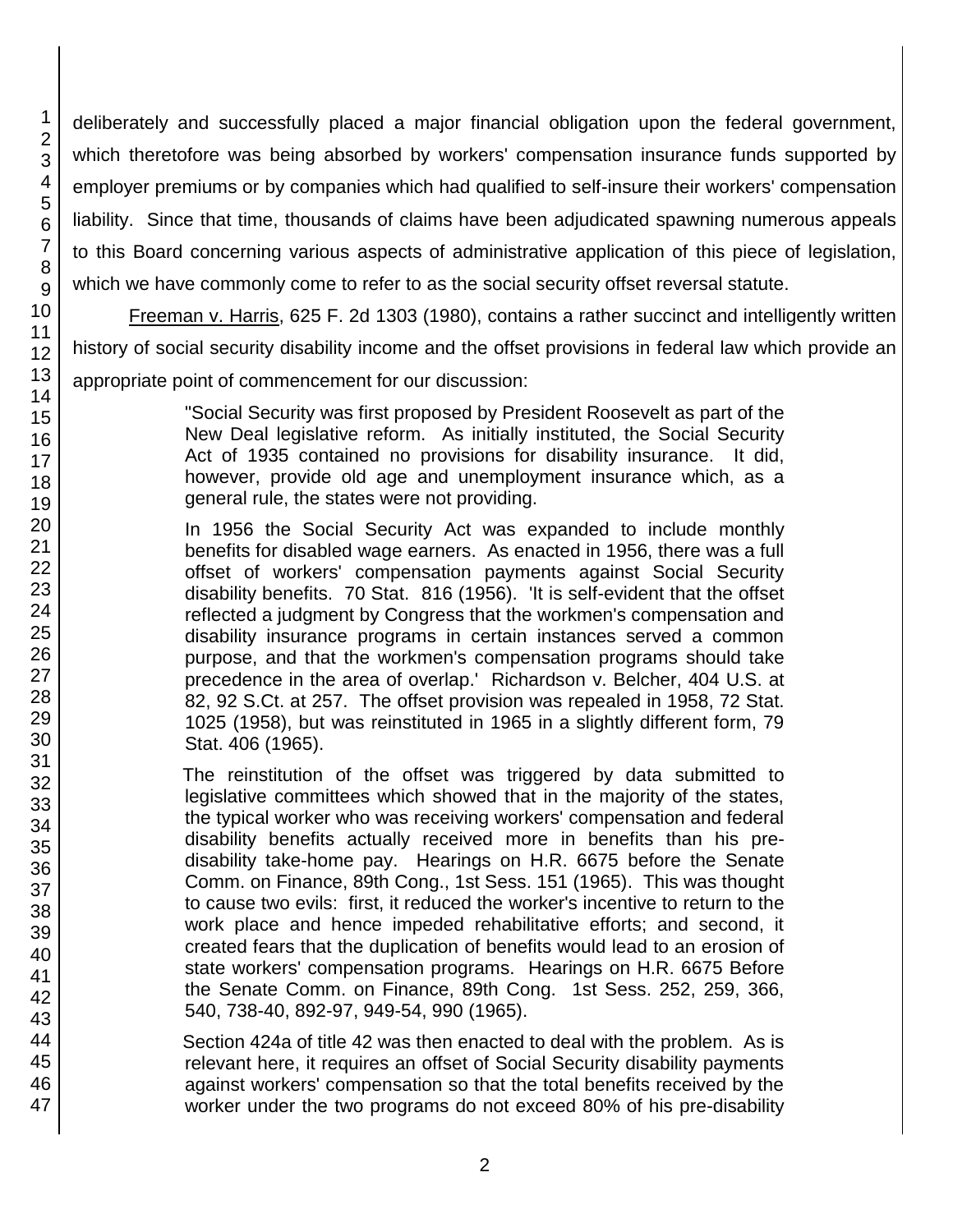deliberately and successfully placed a major financial obligation upon the federal government, which theretofore was being absorbed by workers' compensation insurance funds supported by employer premiums or by companies which had qualified to self-insure their workers' compensation liability. Since that time, thousands of claims have been adjudicated spawning numerous appeals to this Board concerning various aspects of administrative application of this piece of legislation, which we have commonly come to refer to as the social security offset reversal statute.

Freeman v. Harris, 625 F. 2d 1303 (1980), contains a rather succinct and intelligently written history of social security disability income and the offset provisions in federal law which provide an appropriate point of commencement for our discussion:

> "Social Security was first proposed by President Roosevelt as part of the New Deal legislative reform. As initially instituted, the Social Security Act of 1935 contained no provisions for disability insurance. It did, however, provide old age and unemployment insurance which, as a general rule, the states were not providing.
>
> In 1956 the Social Security Act was expanded to include monthly benefits for disabled wage earners. As enacted in 1956, there was a full offset of workers' compensation payments against Social Security disability benefits. 70 Stat. 816 (1956). 'It is self-evident that the offset reflected a judgment by Congress that the workmen's compensation and disability insurance programs in certain instances served a common purpose, and that the workmen's compensation programs should take precedence in the area of overlap.' Richardson v. Belcher, 404 U.S. at 82, 92 S.Ct. at 257. The offset provision was repealed in 1958, 72 Stat. 1025 (1958), but was reinstituted in 1965 in a slightly different form, 79 Stat. 406 (1965).
>
> The reinstitution of the offset was triggered by data submitted to legislative committees which showed that in the majority of the states, the typical worker who was receiving workers' compensation and federal disability benefits actually received more in benefits than his pre-disability take-home pay. Hearings on H.R. 6675 before the Senate Comm. on Finance, 89th Cong., 1st Sess. 151 (1965). This was thought to cause two evils: first, it reduced the worker's incentive to return to the work place and hence impeded rehabilitative efforts; and second, it created fears that the duplication of benefits would lead to an erosion of state workers' compensation programs. Hearings on H.R. 6675 Before the Senate Comm. on Finance, 89th Cong. 1st Sess. 252, 259, 366, 540, 738-40, 892-97, 949-54, 990 (1965).
>
> Section 424a of title 42 was then enacted to deal with the problem. As is relevant here, it requires an offset of Social Security disability payments against workers' compensation so that the total benefits received by the worker under the two programs do not exceed 80% of his pre-disability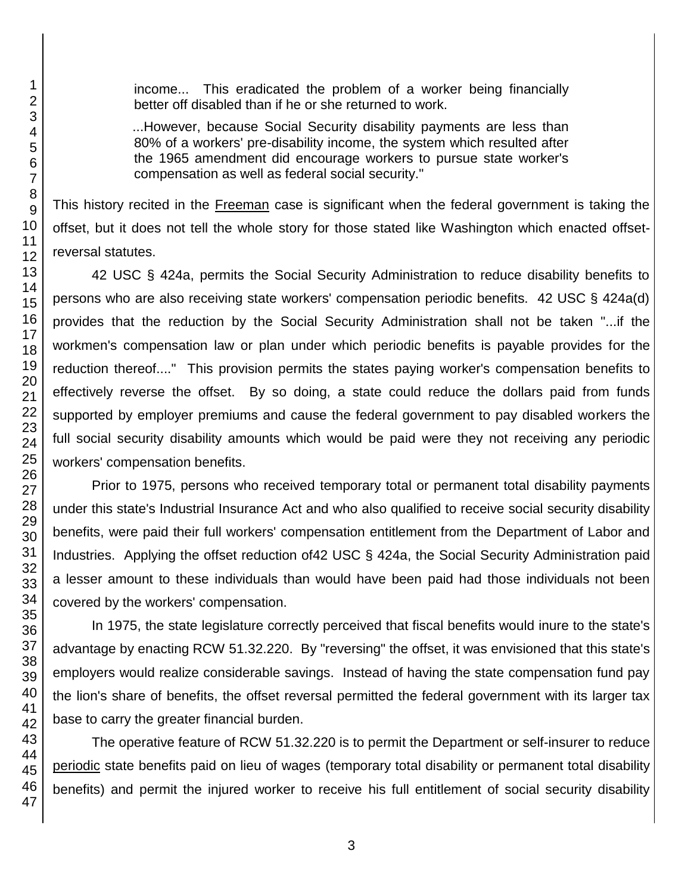> income... This eradicated the problem of a worker being financially better off disabled than if he or she returned to work.
>
> ...However, because Social Security disability payments are less than 80% of a workers' pre-disability income, the system which resulted after the 1965 amendment did encourage workers to pursue state worker's compensation as well as federal social security."

This history recited in the Freeman case is significant when the federal government is taking the offset, but it does not tell the whole story for those stated like Washington which enacted offset-reversal statutes.

42 USC § 424a, permits the Social Security Administration to reduce disability benefits to persons who are also receiving state workers' compensation periodic benefits. 42 USC § 424a(d) provides that the reduction by the Social Security Administration shall not be taken "...if the workmen's compensation law or plan under which periodic benefits is payable provides for the reduction thereof...." This provision permits the states paying worker's compensation benefits to effectively reverse the offset. By so doing, a state could reduce the dollars paid from funds supported by employer premiums and cause the federal government to pay disabled workers the full social security disability amounts which would be paid were they not receiving any periodic workers' compensation benefits.

Prior to 1975, persons who received temporary total or permanent total disability payments under this state's Industrial Insurance Act and who also qualified to receive social security disability benefits, were paid their full workers' compensation entitlement from the Department of Labor and Industries. Applying the offset reduction of42 USC § 424a, the Social Security Administration paid a lesser amount to these individuals than would have been paid had those individuals not been covered by the workers' compensation.

In 1975, the state legislature correctly perceived that fiscal benefits would inure to the state's advantage by enacting RCW 51.32.220. By "reversing" the offset, it was envisioned that this state's employers would realize considerable savings. Instead of having the state compensation fund pay the lion's share of benefits, the offset reversal permitted the federal government with its larger tax base to carry the greater financial burden.

The operative feature of RCW 51.32.220 is to permit the Department or self-insurer to reduce periodic state benefits paid on lieu of wages (temporary total disability or permanent total disability benefits) and permit the injured worker to receive his full entitlement of social security disability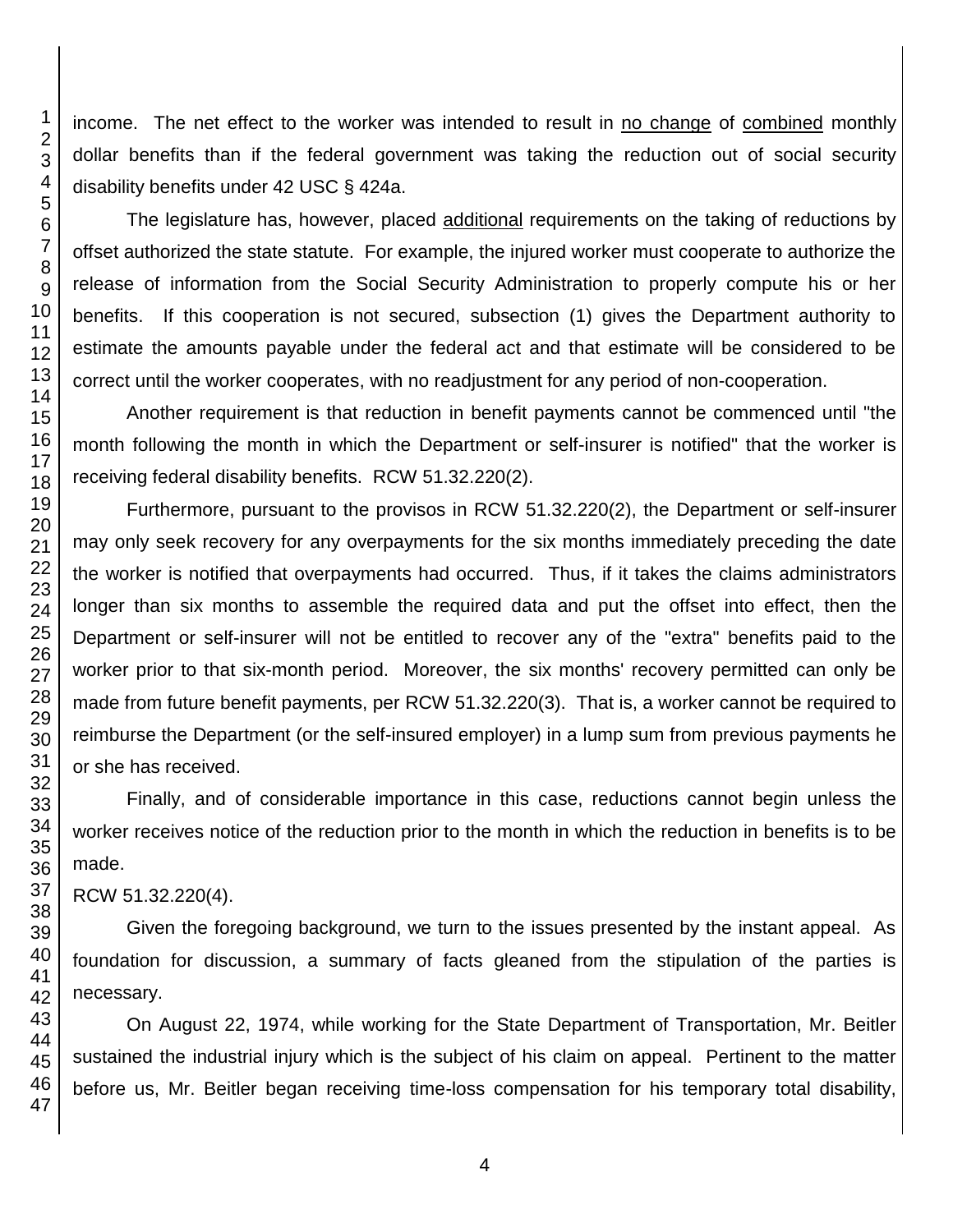income. The net effect to the worker was intended to result in <u>no change</u> of <u>combined</u> monthly dollar benefits than if the federal government was taking the reduction out of social security disability benefits under 42 USC § 424a.

The legislature has, however, placed <u>additional</u> requirements on the taking of reductions by offset authorized the state statute. For example, the injured worker must cooperate to authorize the release of information from the Social Security Administration to properly compute his or her benefits. If this cooperation is not secured, subsection (1) gives the Department authority to estimate the amounts payable under the federal act and that estimate will be considered to be correct until the worker cooperates, with no readjustment for any period of non-cooperation.

Another requirement is that reduction in benefit payments cannot be commenced until "the month following the month in which the Department or self-insurer is notified" that the worker is receiving federal disability benefits. RCW 51.32.220(2).

Furthermore, pursuant to the provisos in RCW 51.32.220(2), the Department or self-insurer may only seek recovery for any overpayments for the six months immediately preceding the date the worker is notified that overpayments had occurred. Thus, if it takes the claims administrators longer than six months to assemble the required data and put the offset into effect, then the Department or self-insurer will not be entitled to recover any of the "extra" benefits paid to the worker prior to that six-month period. Moreover, the six months' recovery permitted can only be made from future benefit payments, per RCW 51.32.220(3). That is, a worker cannot be required to reimburse the Department (or the self-insured employer) in a lump sum from previous payments he or she has received.

Finally, and of considerable importance in this case, reductions cannot begin unless the worker receives notice of the reduction prior to the month in which the reduction in benefits is to be made.

RCW 51.32.220(4).

Given the foregoing background, we turn to the issues presented by the instant appeal. As foundation for discussion, a summary of facts gleaned from the stipulation of the parties is necessary.

On August 22, 1974, while working for the State Department of Transportation, Mr. Beitler sustained the industrial injury which is the subject of his claim on appeal. Pertinent to the matter before us, Mr. Beitler began receiving time-loss compensation for his temporary total disability,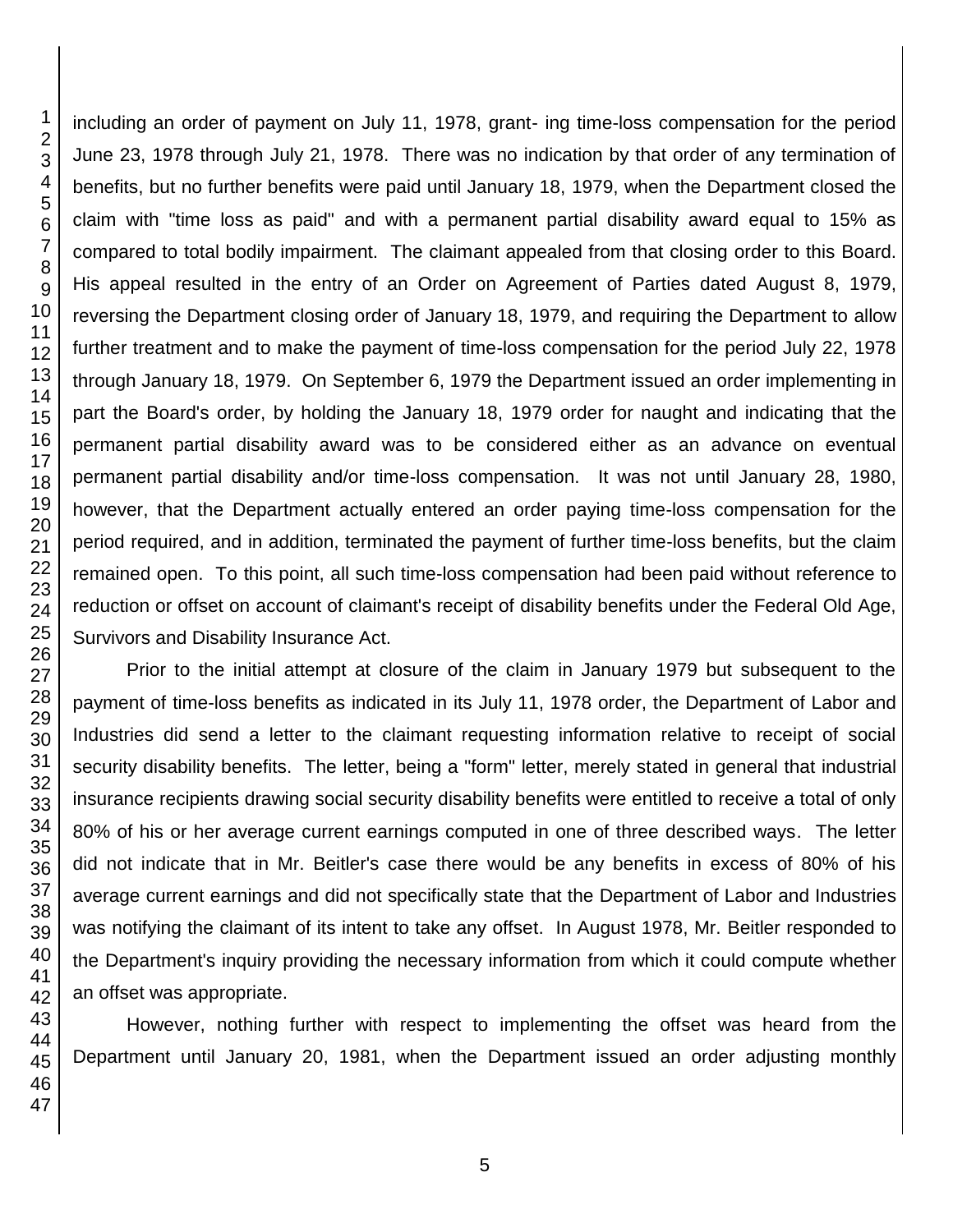including an order of payment on July 11, 1978, grant- ing time-loss compensation for the period June 23, 1978 through July 21, 1978. There was no indication by that order of any termination of benefits, but no further benefits were paid until January 18, 1979, when the Department closed the claim with "time loss as paid" and with a permanent partial disability award equal to 15% as compared to total bodily impairment. The claimant appealed from that closing order to this Board. His appeal resulted in the entry of an Order on Agreement of Parties dated August 8, 1979, reversing the Department closing order of January 18, 1979, and requiring the Department to allow further treatment and to make the payment of time-loss compensation for the period July 22, 1978 through January 18, 1979. On September 6, 1979 the Department issued an order implementing in part the Board's order, by holding the January 18, 1979 order for naught and indicating that the permanent partial disability award was to be considered either as an advance on eventual permanent partial disability and/or time-loss compensation. It was not until January 28, 1980, however, that the Department actually entered an order paying time-loss compensation for the period required, and in addition, terminated the payment of further time-loss benefits, but the claim remained open. To this point, all such time-loss compensation had been paid without reference to reduction or offset on account of claimant's receipt of disability benefits under the Federal Old Age, Survivors and Disability Insurance Act.

Prior to the initial attempt at closure of the claim in January 1979 but subsequent to the payment of time-loss benefits as indicated in its July 11, 1978 order, the Department of Labor and Industries did send a letter to the claimant requesting information relative to receipt of social security disability benefits. The letter, being a "form" letter, merely stated in general that industrial insurance recipients drawing social security disability benefits were entitled to receive a total of only 80% of his or her average current earnings computed in one of three described ways. The letter did not indicate that in Mr. Beitler's case there would be any benefits in excess of 80% of his average current earnings and did not specifically state that the Department of Labor and Industries was notifying the claimant of its intent to take any offset. In August 1978, Mr. Beitler responded to the Department's inquiry providing the necessary information from which it could compute whether an offset was appropriate.

However, nothing further with respect to implementing the offset was heard from the Department until January 20, 1981, when the Department issued an order adjusting monthly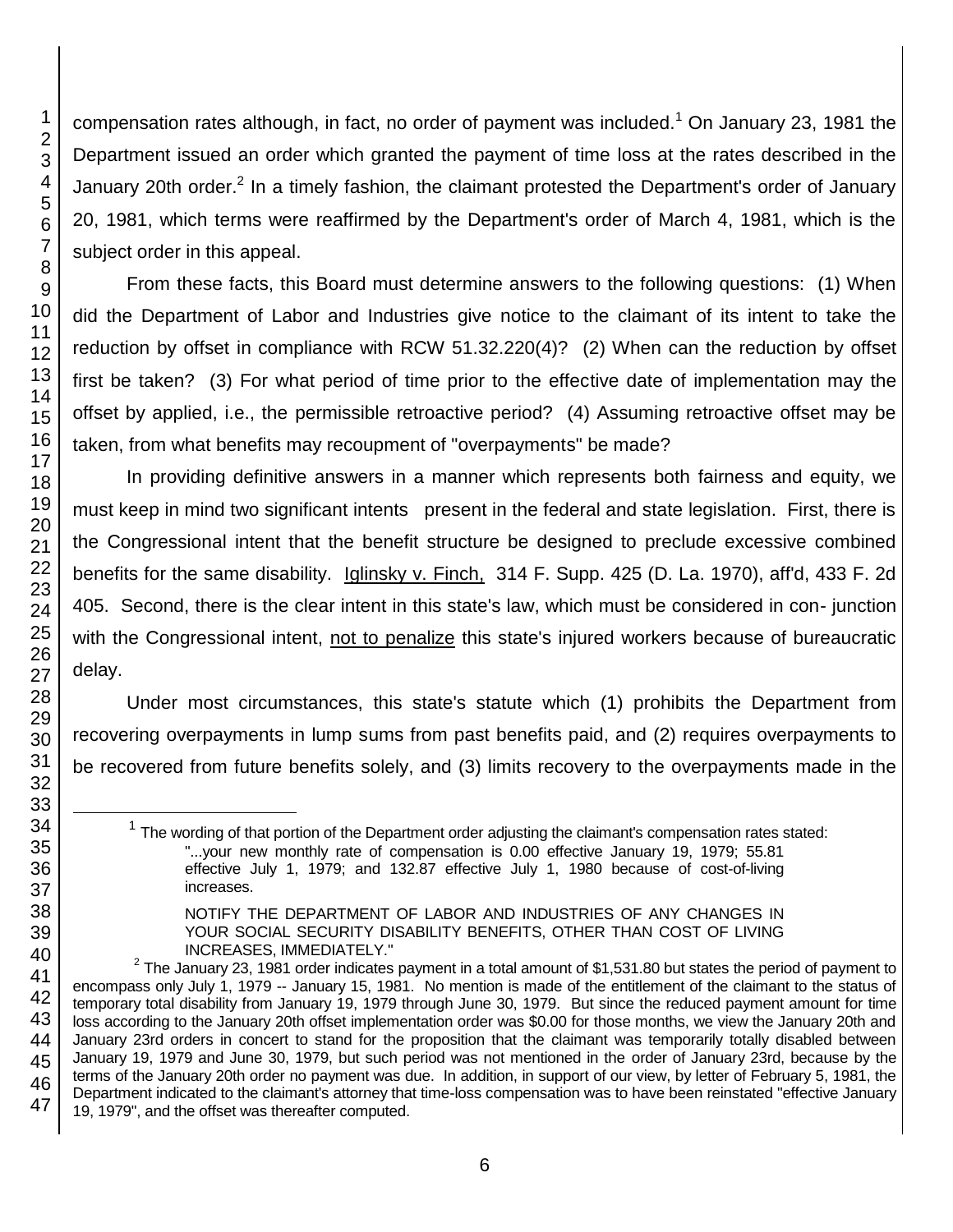compensation rates although, in fact, no order of payment was included.[1] On January 23, 1981 the Department issued an order which granted the payment of time loss at the rates described in the January 20th order.[2] In a timely fashion, the claimant protested the Department's order of January 20, 1981, which terms were reaffirmed by the Department's order of March 4, 1981, which is the subject order in this appeal.

From these facts, this Board must determine answers to the following questions: (1) When did the Department of Labor and Industries give notice to the claimant of its intent to take the reduction by offset in compliance with RCW 51.32.220(4)? (2) When can the reduction by offset first be taken? (3) For what period of time prior to the effective date of implementation may the offset by applied, i.e., the permissible retroactive period? (4) Assuming retroactive offset may be taken, from what benefits may recoupment of "overpayments" be made?

In providing definitive answers in a manner which represents both fairness and equity, we must keep in mind two significant intents present in the federal and state legislation. First, there is the Congressional intent that the benefit structure be designed to preclude excessive combined benefits for the same disability. Iglinsky v. Finch, 314 F. Supp. 425 (D. La. 1970), aff'd, 433 F. 2d 405. Second, there is the clear intent in this state's law, which must be considered in con- junction with the Congressional intent, not to penalize this state's injured workers because of bureaucratic delay.

Under most circumstances, this state's statute which (1) prohibits the Department from recovering overpayments in lump sums from past benefits paid, and (2) requires overpayments to be recovered from future benefits solely, and (3) limits recovery to the overpayments made in the

---

[1] The wording of that portion of the Department order adjusting the claimant's compensation rates stated:

> "...your new monthly rate of compensation is 0.00 effective January 19, 1979; 55.81 effective July 1, 1979; and 132.87 effective July 1, 1980 because of cost-of-living increases.
>
> NOTIFY THE DEPARTMENT OF LABOR AND INDUSTRIES OF ANY CHANGES IN YOUR SOCIAL SECURITY DISABILITY BENEFITS, OTHER THAN COST OF LIVING INCREASES, IMMEDIATELY."

[2] The January 23, 1981 order indicates payment in a total amount of $1,531.80 but states the period of payment to encompass only July 1, 1979 -- January 15, 1981. No mention is made of the entitlement of the claimant to the status of temporary total disability from January 19, 1979 through June 30, 1979. But since the reduced payment amount for time loss according to the January 20th offset implementation order was $0.00 for those months, we view the January 20th and January 23rd orders in concert to stand for the proposition that the claimant was temporarily totally disabled between January 19, 1979 and June 30, 1979, but such period was not mentioned in the order of January 23rd, because by the terms of the January 20th order no payment was due. In addition, in support of our view, by letter of February 5, 1981, the Department indicated to the claimant's attorney that time-loss compensation was to have been reinstated "effective January 19, 1979", and the offset was thereafter computed.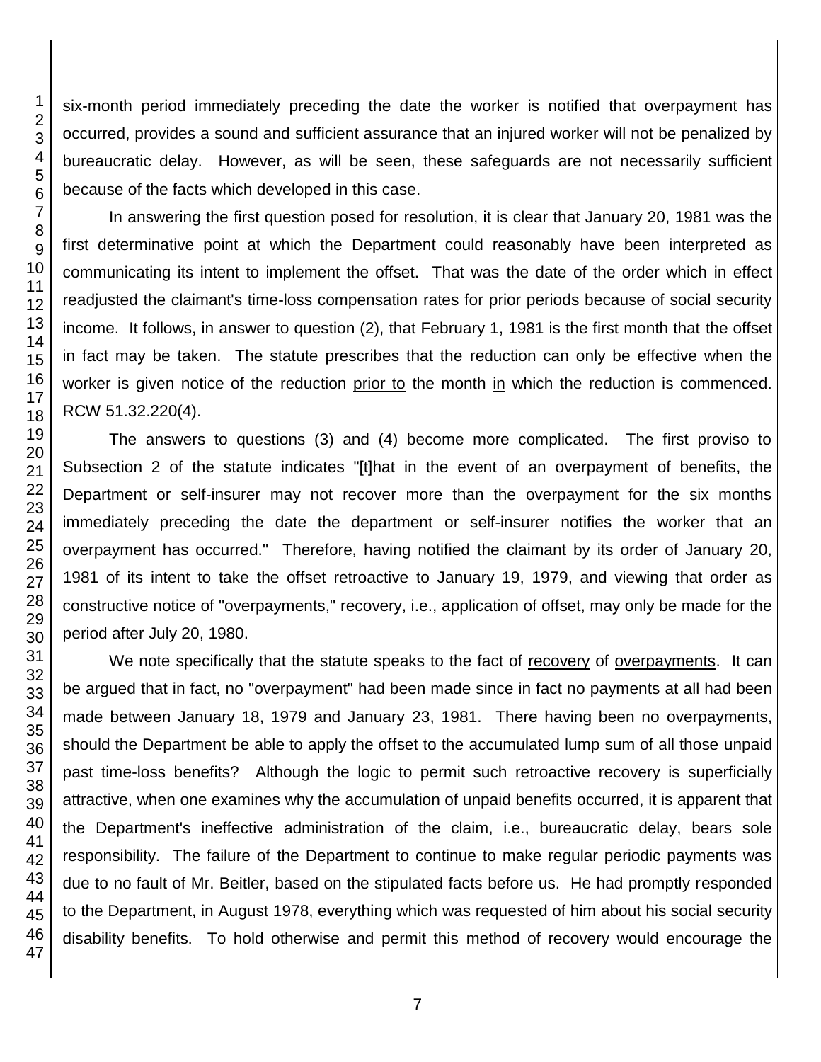six-month period immediately preceding the date the worker is notified that overpayment has occurred, provides a sound and sufficient assurance that an injured worker will not be penalized by bureaucratic delay. However, as will be seen, these safeguards are not necessarily sufficient because of the facts which developed in this case.

In answering the first question posed for resolution, it is clear that January 20, 1981 was the first determinative point at which the Department could reasonably have been interpreted as communicating its intent to implement the offset. That was the date of the order which in effect readjusted the claimant's time-loss compensation rates for prior periods because of social security income. It follows, in answer to question (2), that February 1, 1981 is the first month that the offset in fact may be taken. The statute prescribes that the reduction can only be effective when the worker is given notice of the reduction <u>prior to</u> the month <u>in</u> which the reduction is commenced. RCW 51.32.220(4).

The answers to questions (3) and (4) become more complicated. The first proviso to Subsection 2 of the statute indicates "[t]hat in the event of an overpayment of benefits, the Department or self-insurer may not recover more than the overpayment for the six months immediately preceding the date the department or self-insurer notifies the worker that an overpayment has occurred." Therefore, having notified the claimant by its order of January 20, 1981 of its intent to take the offset retroactive to January 19, 1979, and viewing that order as constructive notice of "overpayments," recovery, i.e., application of offset, may only be made for the period after July 20, 1980.

We note specifically that the statute speaks to the fact of <u>recovery</u> of <u>overpayments</u>. It can be argued that in fact, no "overpayment" had been made since in fact no payments at all had been made between January 18, 1979 and January 23, 1981. There having been no overpayments, should the Department be able to apply the offset to the accumulated lump sum of all those unpaid past time-loss benefits? Although the logic to permit such retroactive recovery is superficially attractive, when one examines why the accumulation of unpaid benefits occurred, it is apparent that the Department's ineffective administration of the claim, i.e., bureaucratic delay, bears sole responsibility. The failure of the Department to continue to make regular periodic payments was due to no fault of Mr. Beitler, based on the stipulated facts before us. He had promptly responded to the Department, in August 1978, everything which was requested of him about his social security disability benefits. To hold otherwise and permit this method of recovery would encourage the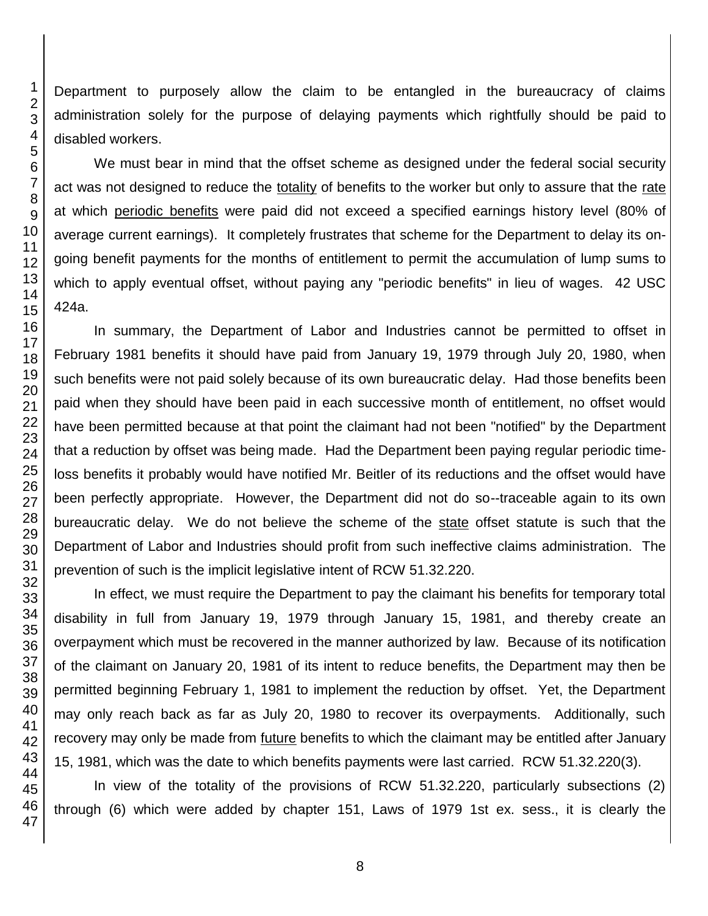Department to purposely allow the claim to be entangled in the bureaucracy of claims administration solely for the purpose of delaying payments which rightfully should be paid to disabled workers.

We must bear in mind that the offset scheme as designed under the federal social security act was not designed to reduce the totality of benefits to the worker but only to assure that the rate at which periodic benefits were paid did not exceed a specified earnings history level (80% of average current earnings). It completely frustrates that scheme for the Department to delay its on-going benefit payments for the months of entitlement to permit the accumulation of lump sums to which to apply eventual offset, without paying any "periodic benefits" in lieu of wages. 42 USC 424a.

In summary, the Department of Labor and Industries cannot be permitted to offset in February 1981 benefits it should have paid from January 19, 1979 through July 20, 1980, when such benefits were not paid solely because of its own bureaucratic delay. Had those benefits been paid when they should have been paid in each successive month of entitlement, no offset would have been permitted because at that point the claimant had not been "notified" by the Department that a reduction by offset was being made. Had the Department been paying regular periodic time-loss benefits it probably would have notified Mr. Beitler of its reductions and the offset would have been perfectly appropriate. However, the Department did not do so--traceable again to its own bureaucratic delay. We do not believe the scheme of the state offset statute is such that the Department of Labor and Industries should profit from such ineffective claims administration. The prevention of such is the implicit legislative intent of RCW 51.32.220.

In effect, we must require the Department to pay the claimant his benefits for temporary total disability in full from January 19, 1979 through January 15, 1981, and thereby create an overpayment which must be recovered in the manner authorized by law. Because of its notification of the claimant on January 20, 1981 of its intent to reduce benefits, the Department may then be permitted beginning February 1, 1981 to implement the reduction by offset. Yet, the Department may only reach back as far as July 20, 1980 to recover its overpayments. Additionally, such recovery may only be made from future benefits to which the claimant may be entitled after January 15, 1981, which was the date to which benefits payments were last carried. RCW 51.32.220(3).

In view of the totality of the provisions of RCW 51.32.220, particularly subsections (2) through (6) which were added by chapter 151, Laws of 1979 1st ex. sess., it is clearly the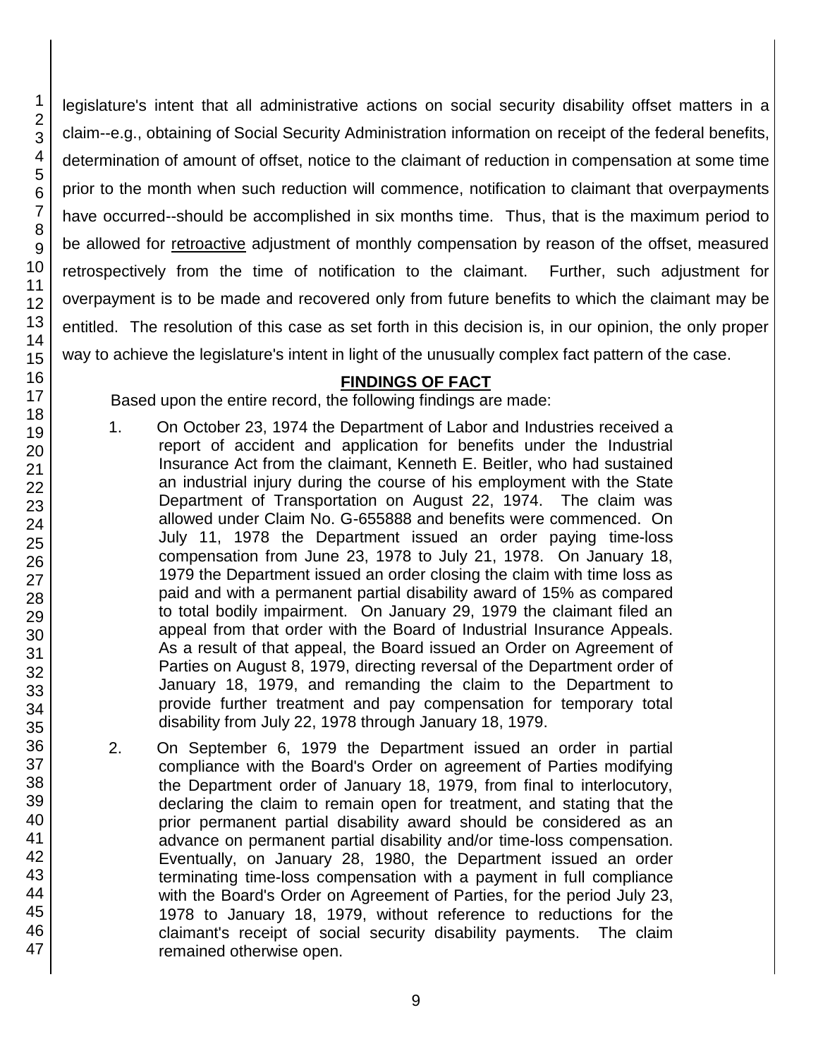legislature's intent that all administrative actions on social security disability offset matters in a claim--e.g., obtaining of Social Security Administration information on receipt of the federal benefits, determination of amount of offset, notice to the claimant of reduction in compensation at some time prior to the month when such reduction will commence, notification to claimant that overpayments have occurred--should be accomplished in six months time. Thus, that is the maximum period to be allowed for retroactive adjustment of monthly compensation by reason of the offset, measured retrospectively from the time of notification to the claimant. Further, such adjustment for overpayment is to be made and recovered only from future benefits to which the claimant may be entitled. The resolution of this case as set forth in this decision is, in our opinion, the only proper way to achieve the legislature's intent in light of the unusually complex fact pattern of the case.

## FINDINGS OF FACT

Based upon the entire record, the following findings are made:

1. On October 23, 1974 the Department of Labor and Industries received a report of accident and application for benefits under the Industrial Insurance Act from the claimant, Kenneth E. Beitler, who had sustained an industrial injury during the course of his employment with the State Department of Transportation on August 22, 1974. The claim was allowed under Claim No. G-655888 and benefits were commenced. On July 11, 1978 the Department issued an order paying time-loss compensation from June 23, 1978 to July 21, 1978. On January 18, 1979 the Department issued an order closing the claim with time loss as paid and with a permanent partial disability award of 15% as compared to total bodily impairment. On January 29, 1979 the claimant filed an appeal from that order with the Board of Industrial Insurance Appeals. As a result of that appeal, the Board issued an Order on Agreement of Parties on August 8, 1979, directing reversal of the Department order of January 18, 1979, and remanding the claim to the Department to provide further treatment and pay compensation for temporary total disability from July 22, 1978 through January 18, 1979.

2. On September 6, 1979 the Department issued an order in partial compliance with the Board's Order on agreement of Parties modifying the Department order of January 18, 1979, from final to interlocutory, declaring the claim to remain open for treatment, and stating that the prior permanent partial disability award should be considered as an advance on permanent partial disability and/or time-loss compensation. Eventually, on January 28, 1980, the Department issued an order terminating time-loss compensation with a payment in full compliance with the Board's Order on Agreement of Parties, for the period July 23, 1978 to January 18, 1979, without reference to reductions for the claimant's receipt of social security disability payments. The claim remained otherwise open.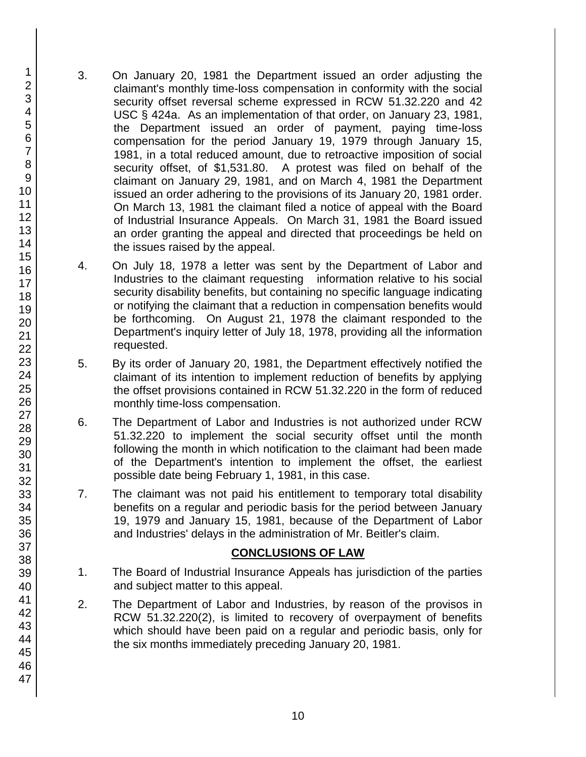3. On January 20, 1981 the Department issued an order adjusting the claimant's monthly time-loss compensation in conformity with the social security offset reversal scheme expressed in RCW 51.32.220 and 42 USC § 424a. As an implementation of that order, on January 23, 1981, the Department issued an order of payment, paying time-loss compensation for the period January 19, 1979 through January 15, 1981, in a total reduced amount, due to retroactive imposition of social security offset, of $1,531.80. A protest was filed on behalf of the claimant on January 29, 1981, and on March 4, 1981 the Department issued an order adhering to the provisions of its January 20, 1981 order. On March 13, 1981 the claimant filed a notice of appeal with the Board of Industrial Insurance Appeals. On March 31, 1981 the Board issued an order granting the appeal and directed that proceedings be held on the issues raised by the appeal.

4. On July 18, 1978 a letter was sent by the Department of Labor and Industries to the claimant requesting information relative to his social security disability benefits, but containing no specific language indicating or notifying the claimant that a reduction in compensation benefits would be forthcoming. On August 21, 1978 the claimant responded to the Department's inquiry letter of July 18, 1978, providing all the information requested.

5. By its order of January 20, 1981, the Department effectively notified the claimant of its intention to implement reduction of benefits by applying the offset provisions contained in RCW 51.32.220 in the form of reduced monthly time-loss compensation.

6. The Department of Labor and Industries is not authorized under RCW 51.32.220 to implement the social security offset until the month following the month in which notification to the claimant had been made of the Department's intention to implement the offset, the earliest possible date being February 1, 1981, in this case.

7. The claimant was not paid his entitlement to temporary total disability benefits on a regular and periodic basis for the period between January 19, 1979 and January 15, 1981, because of the Department of Labor and Industries' delays in the administration of Mr. Beitler's claim.

## CONCLUSIONS OF LAW

1. The Board of Industrial Insurance Appeals has jurisdiction of the parties and subject matter to this appeal.

2. The Department of Labor and Industries, by reason of the provisos in RCW 51.32.220(2), is limited to recovery of overpayment of benefits which should have been paid on a regular and periodic basis, only for the six months immediately preceding January 20, 1981.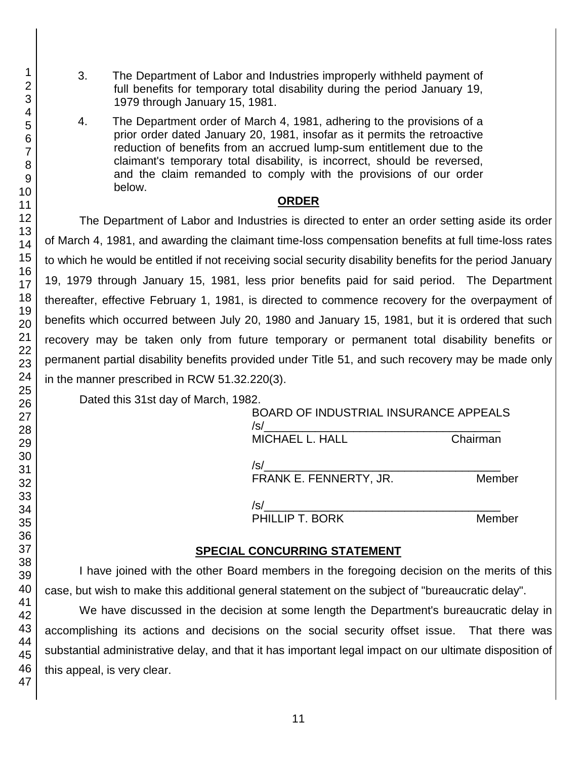3. The Department of Labor and Industries improperly withheld payment of full benefits for temporary total disability during the period January 19, 1979 through January 15, 1981.

4. The Department order of March 4, 1981, adhering to the provisions of a prior order dated January 20, 1981, insofar as it permits the retroactive reduction of benefits from an accrued lump-sum entitlement due to the claimant's temporary total disability, is incorrect, should be reversed, and the claim remanded to comply with the provisions of our order below.

## ORDER

The Department of Labor and Industries is directed to enter an order setting aside its order of March 4, 1981, and awarding the claimant time-loss compensation benefits at full time-loss rates to which he would be entitled if not receiving social security disability benefits for the period January 19, 1979 through January 15, 1981, less prior benefits paid for said period. The Department thereafter, effective February 1, 1981, is directed to commence recovery for the overpayment of benefits which occurred between July 20, 1980 and January 15, 1981, but it is ordered that such recovery may be taken only from future temporary or permanent total disability benefits or permanent partial disability benefits provided under Title 51, and such recovery may be made only in the manner prescribed in RCW 51.32.220(3).

Dated this 31st day of March, 1982.

BOARD OF INDUSTRIAL INSURANCE APPEALS

/s/\_\_\_\_\_\_\_\_\_\_\_\_\_\_\_\_\_\_\_\_\_\_\_\_\_\_\_\_\_\_\_\_\_\_\_\_
MICHAEL L. HALL Chairman

/s/\_\_\_\_\_\_\_\_\_\_\_\_\_\_\_\_\_\_\_\_\_\_\_\_\_\_\_\_\_\_\_\_\_\_\_\_
FRANK E. FENNERTY, JR. Member

/s/\_\_\_\_\_\_\_\_\_\_\_\_\_\_\_\_\_\_\_\_\_\_\_\_\_\_\_\_\_\_\_\_\_\_\_\_
PHILLIP T. BORK Member

## SPECIAL CONCURRING STATEMENT

I have joined with the other Board members in the foregoing decision on the merits of this case, but wish to make this additional general statement on the subject of "bureaucratic delay".

We have discussed in the decision at some length the Department's bureaucratic delay in accomplishing its actions and decisions on the social security offset issue. That there was substantial administrative delay, and that it has important legal impact on our ultimate disposition of this appeal, is very clear.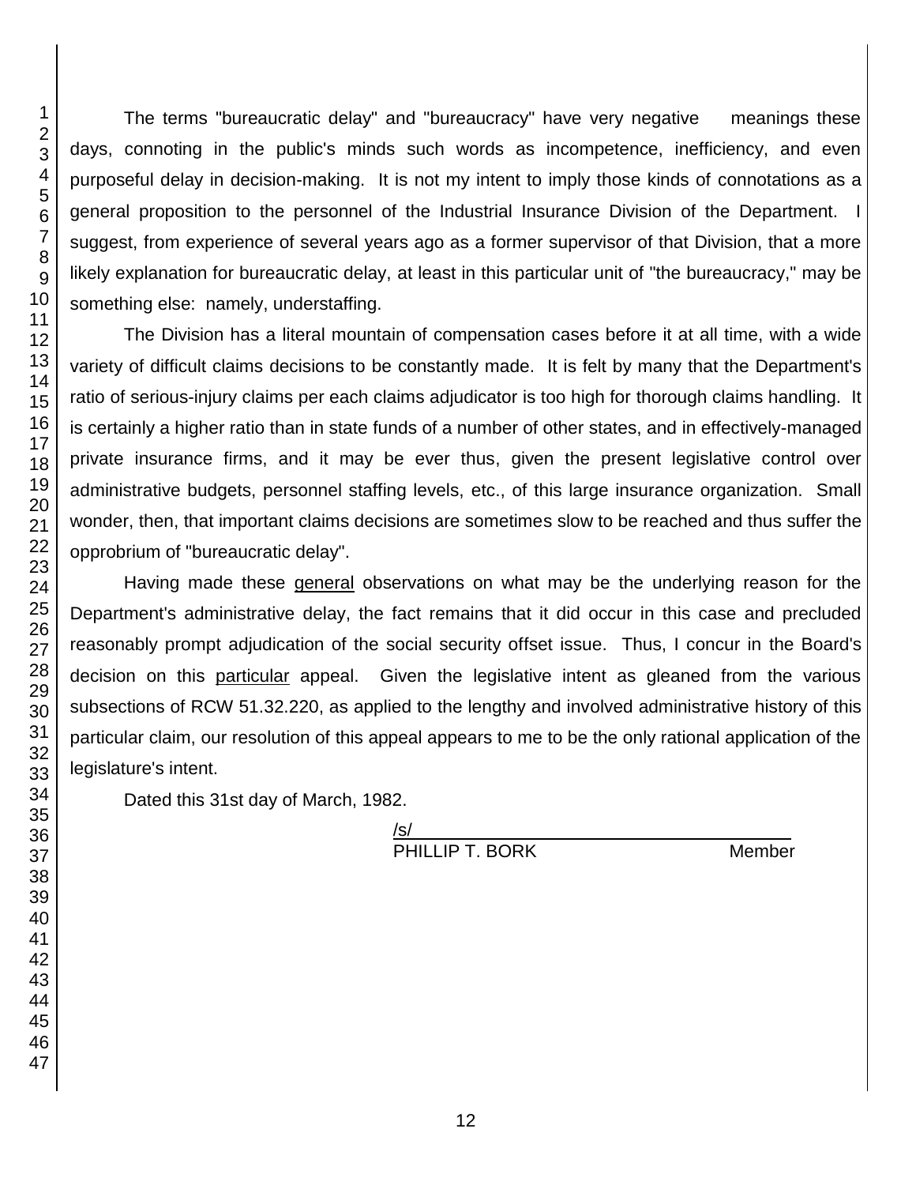The terms "bureaucratic delay" and "bureaucracy" have very negative meanings these days, connoting in the public's minds such words as incompetence, inefficiency, and even purposeful delay in decision-making. It is not my intent to imply those kinds of connotations as a general proposition to the personnel of the Industrial Insurance Division of the Department. I suggest, from experience of several years ago as a former supervisor of that Division, that a more likely explanation for bureaucratic delay, at least in this particular unit of "the bureaucracy," may be something else: namely, understaffing.

The Division has a literal mountain of compensation cases before it at all time, with a wide variety of difficult claims decisions to be constantly made. It is felt by many that the Department's ratio of serious-injury claims per each claims adjudicator is too high for thorough claims handling. It is certainly a higher ratio than in state funds of a number of other states, and in effectively-managed private insurance firms, and it may be ever thus, given the present legislative control over administrative budgets, personnel staffing levels, etc., of this large insurance organization. Small wonder, then, that important claims decisions are sometimes slow to be reached and thus suffer the opprobrium of "bureaucratic delay".

Having made these <u>general</u> observations on what may be the underlying reason for the Department's administrative delay, the fact remains that it did occur in this case and precluded reasonably prompt adjudication of the social security offset issue. Thus, I concur in the Board's decision on this <u>particular</u> appeal. Given the legislative intent as gleaned from the various subsections of RCW 51.32.220, as applied to the lengthy and involved administrative history of this particular claim, our resolution of this appeal appears to me to be the only rational application of the legislature's intent.

Dated this 31st day of March, 1982.

/s/
PHILLIP T. BORK Member